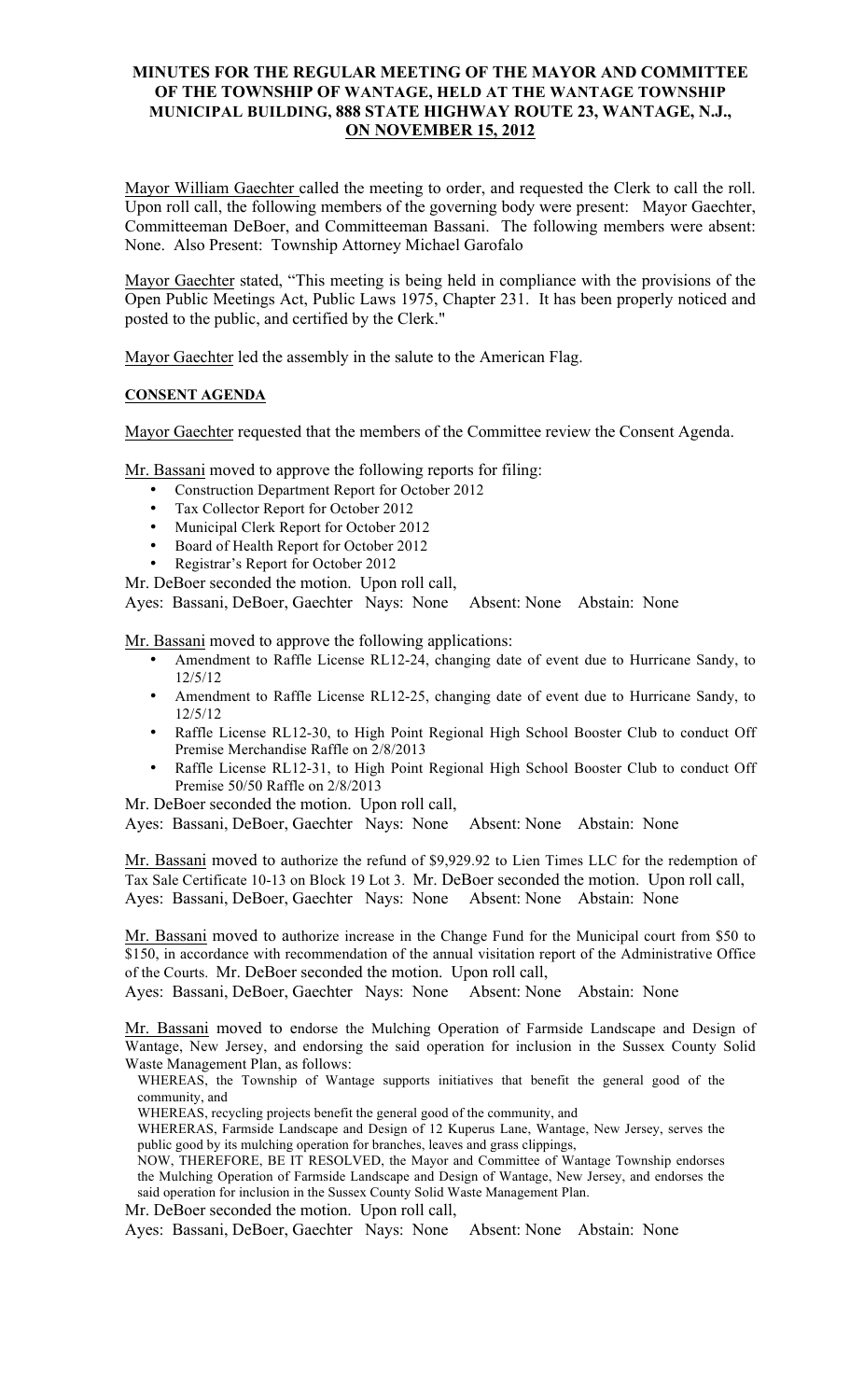# MINUTES FOR THE REGULAR MEETING OF THE MAYOR AND COMMITTEE OF THE TOWNSHIP OF WANTAGE, HELD AT THE WANTAGE TOWNSHIP MUNICIPAL BUILDING, 888 STATE HIGHWAY ROUTE 23, WANTAGE, N.J., ON NOVEMBER 15, 2012

Mayor William Gaechter called the meeting to order, and requested the Clerk to call the roll. Upon roll call, the following members of the governing body were present: Mayor Gaechter, Committeeman DeBoer, and Committeeman Bassani. The following members were absent: None. Also Present: Township Attorney Michael Garofalo

Mayor Gaechter stated, "This meeting is being held in compliance with the provisions of the Open Public Meetings Act, Public Laws 1975, Chapter 231. It has been properly noticed and posted to the public, and certified by the Clerk."

Mayor Gaechter led the assembly in the salute to the American Flag.

**CONSENT AGENDA**

Mayor Gaechter requested that the members of the Committee review the Consent Agenda.

Mr. Bassani moved to approve the following reports for filing:

- Construction Department Report for October 2012
- Tax Collector Report for October 2012
- Municipal Clerk Report for October 2012
- Board of Health Report for October 2012
- Registrar's Report for October 2012

Mr. DeBoer seconded the motion. Upon roll call,
Ayes: Bassani, DeBoer, Gaechter Nays: None Absent: None Abstain: None

Mr. Bassani moved to approve the following applications:

- Amendment to Raffle License RL12-24, changing date of event due to Hurricane Sandy, to 12/5/12
- Amendment to Raffle License RL12-25, changing date of event due to Hurricane Sandy, to 12/5/12
- Raffle License RL12-30, to High Point Regional High School Booster Club to conduct Off Premise Merchandise Raffle on 2/8/2013
- Raffle License RL12-31, to High Point Regional High School Booster Club to conduct Off Premise 50/50 Raffle on 2/8/2013

Mr. DeBoer seconded the motion. Upon roll call,
Ayes: Bassani, DeBoer, Gaechter Nays: None Absent: None Abstain: None

Mr. Bassani moved to authorize the refund of $9,929.92 to Lien Times LLC for the redemption of Tax Sale Certificate 10-13 on Block 19 Lot 3. Mr. DeBoer seconded the motion. Upon roll call,
Ayes: Bassani, DeBoer, Gaechter Nays: None Absent: None Abstain: None

Mr. Bassani moved to authorize increase in the Change Fund for the Municipal court from $50 to $150, in accordance with recommendation of the annual visitation report of the Administrative Office of the Courts. Mr. DeBoer seconded the motion. Upon roll call,
Ayes: Bassani, DeBoer, Gaechter Nays: None Absent: None Abstain: None

Mr. Bassani moved to endorse the Mulching Operation of Farmside Landscape and Design of Wantage, New Jersey, and endorsing the said operation for inclusion in the Sussex County Solid Waste Management Plan, as follows:

WHEREAS, the Township of Wantage supports initiatives that benefit the general good of the community, and

WHEREAS, recycling projects benefit the general good of the community, and

WHERERAS, Farmside Landscape and Design of 12 Kuperus Lane, Wantage, New Jersey, serves the public good by its mulching operation for branches, leaves and grass clippings,

NOW, THEREFORE, BE IT RESOLVED, the Mayor and Committee of Wantage Township endorses the Mulching Operation of Farmside Landscape and Design of Wantage, New Jersey, and endorses the said operation for inclusion in the Sussex County Solid Waste Management Plan.

Mr. DeBoer seconded the motion. Upon roll call,
Ayes: Bassani, DeBoer, Gaechter Nays: None Absent: None Abstain: None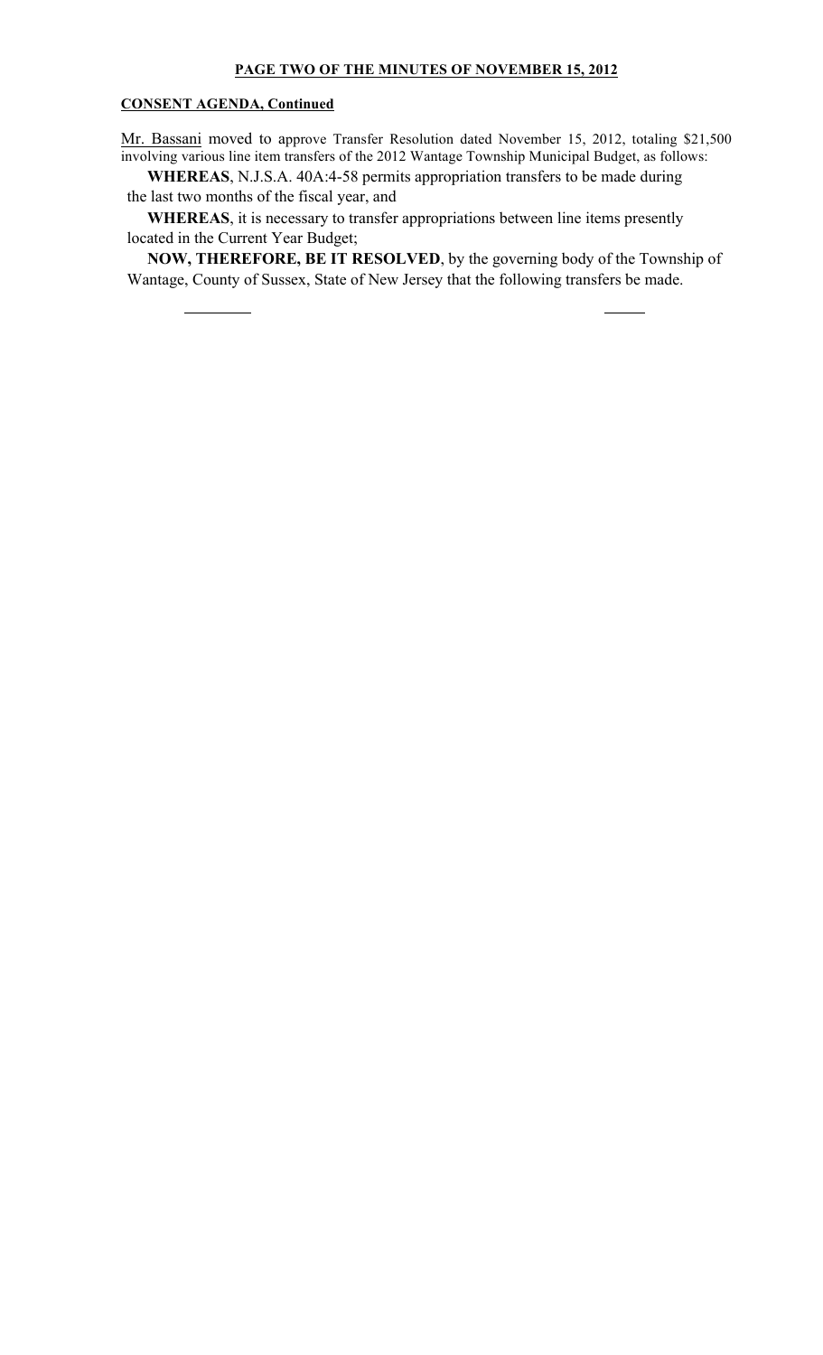**PAGE TWO OF THE MINUTES OF NOVEMBER 15, 2012**

**CONSENT AGENDA, Continued**

Mr. Bassani moved to approve Transfer Resolution dated November 15, 2012, totaling $21,500 involving various line item transfers of the 2012 Wantage Township Municipal Budget, as follows:

**WHEREAS**, N.J.S.A. 40A:4-58 permits appropriation transfers to be made during the last two months of the fiscal year, and

**WHEREAS**, it is necessary to transfer appropriations between line items presently located in the Current Year Budget;

**NOW, THEREFORE, BE IT RESOLVED**, by the governing body of the Township of Wantage, County of Sussex, State of New Jersey that the following transfers be made.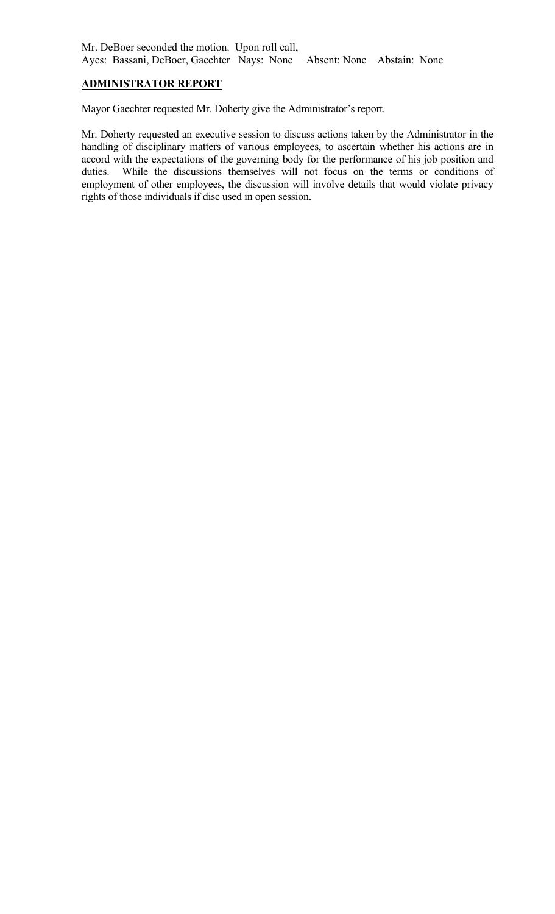Mr. DeBoer seconded the motion. Upon roll call,
Ayes: Bassani, DeBoer, Gaechter Nays: None Absent: None Abstain: None

**ADMINISTRATOR REPORT**

Mayor Gaechter requested Mr. Doherty give the Administrator's report.

Mr. Doherty requested an executive session to discuss actions taken by the Administrator in the handling of disciplinary matters of various employees, to ascertain whether his actions are in accord with the expectations of the governing body for the performance of his job position and duties. While the discussions themselves will not focus on the terms or conditions of employment of other employees, the discussion will involve details that would violate privacy rights of those individuals if disc used in open session.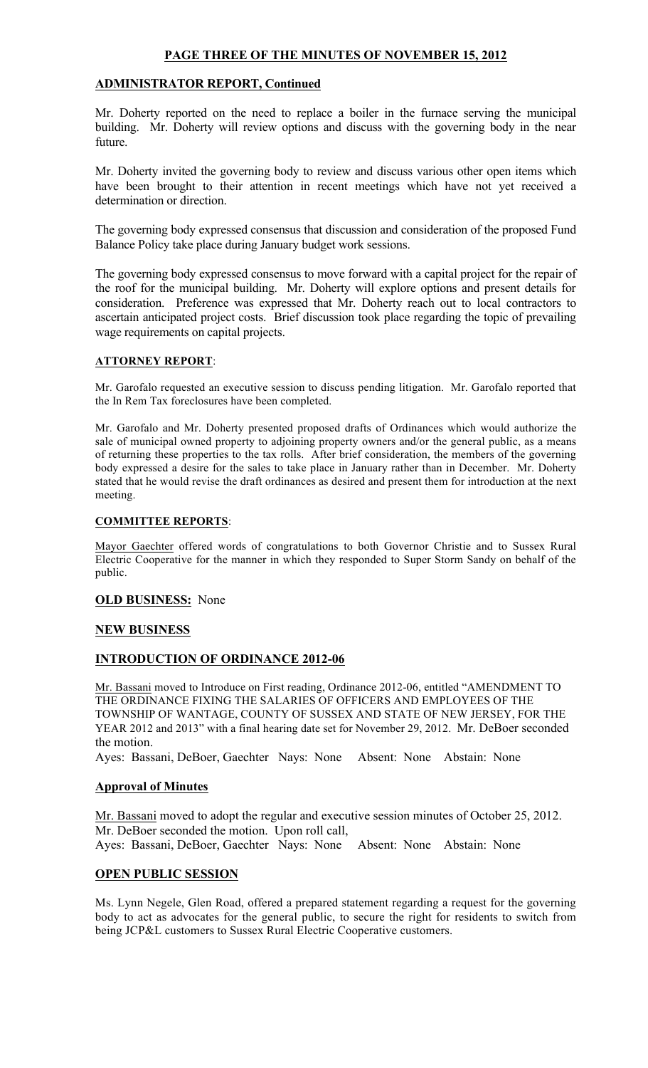## PAGE THREE OF THE MINUTES OF NOVEMBER 15, 2012

### ADMINISTRATOR REPORT, Continued

Mr. Doherty reported on the need to replace a boiler in the furnace serving the municipal building. Mr. Doherty will review options and discuss with the governing body in the near future.

Mr. Doherty invited the governing body to review and discuss various other open items which have been brought to their attention in recent meetings which have not yet received a determination or direction.

The governing body expressed consensus that discussion and consideration of the proposed Fund Balance Policy take place during January budget work sessions.

The governing body expressed consensus to move forward with a capital project for the repair of the roof for the municipal building. Mr. Doherty will explore options and present details for consideration. Preference was expressed that Mr. Doherty reach out to local contractors to ascertain anticipated project costs. Brief discussion took place regarding the topic of prevailing wage requirements on capital projects.

### ATTORNEY REPORT:

Mr. Garofalo requested an executive session to discuss pending litigation. Mr. Garofalo reported that the In Rem Tax foreclosures have been completed.

Mr. Garofalo and Mr. Doherty presented proposed drafts of Ordinances which would authorize the sale of municipal owned property to adjoining property owners and/or the general public, as a means of returning these properties to the tax rolls. After brief consideration, the members of the governing body expressed a desire for the sales to take place in January rather than in December. Mr. Doherty stated that he would revise the draft ordinances as desired and present them for introduction at the next meeting.

### COMMITTEE REPORTS:

Mayor Gaechter offered words of congratulations to both Governor Christie and to Sussex Rural Electric Cooperative for the manner in which they responded to Super Storm Sandy on behalf of the public.

### OLD BUSINESS: None

### NEW BUSINESS

### INTRODUCTION OF ORDINANCE 2012-06

Mr. Bassani moved to Introduce on First reading, Ordinance 2012-06, entitled "AMENDMENT TO THE ORDINANCE FIXING THE SALARIES OF OFFICERS AND EMPLOYEES OF THE TOWNSHIP OF WANTAGE, COUNTY OF SUSSEX AND STATE OF NEW JERSEY, FOR THE YEAR 2012 and 2013" with a final hearing date set for November 29, 2012. Mr. DeBoer seconded the motion.

Ayes: Bassani, DeBoer, Gaechter Nays: None Absent: None Abstain: None

### Approval of Minutes

Mr. Bassani moved to adopt the regular and executive session minutes of October 25, 2012. Mr. DeBoer seconded the motion. Upon roll call,

Ayes: Bassani, DeBoer, Gaechter Nays: None Absent: None Abstain: None

### OPEN PUBLIC SESSION

Ms. Lynn Negele, Glen Road, offered a prepared statement regarding a request for the governing body to act as advocates for the general public, to secure the right for residents to switch from being JCP&L customers to Sussex Rural Electric Cooperative customers.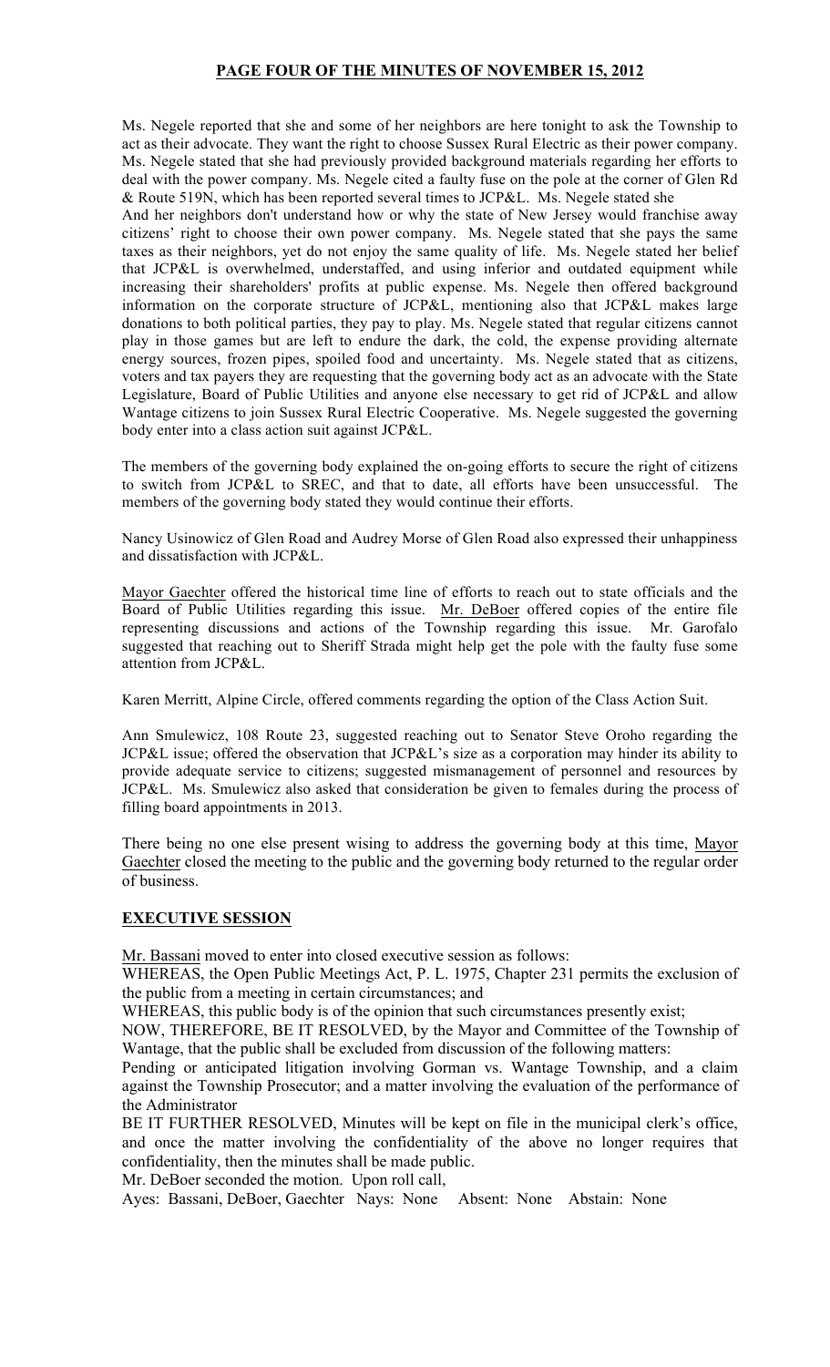Ms. Negele reported that she and some of her neighbors are here tonight to ask the Township to act as their advocate. They want the right to choose Sussex Rural Electric as their power company. Ms. Negele stated that she had previously provided background materials regarding her efforts to deal with the power company. Ms. Negele cited a faulty fuse on the pole at the corner of Glen Rd & Route 519N, which has been reported several times to JCP&L. Ms. Negele stated she And her neighbors don't understand how or why the state of New Jersey would franchise away citizens' right to choose their own power company. Ms. Negele stated that she pays the same taxes as their neighbors, yet do not enjoy the same quality of life. Ms. Negele stated her belief that JCP&L is overwhelmed, understaffed, and using inferior and outdated equipment while increasing their shareholders' profits at public expense. Ms. Negele then offered background information on the corporate structure of JCP&L, mentioning also that JCP&L makes large donations to both political parties, they pay to play. Ms. Negele stated that regular citizens cannot play in those games but are left to endure the dark, the cold, the expense providing alternate energy sources, frozen pipes, spoiled food and uncertainty. Ms. Negele stated that as citizens, voters and tax payers they are requesting that the governing body act as an advocate with the State Legislature, Board of Public Utilities and anyone else necessary to get rid of JCP&L and allow Wantage citizens to join Sussex Rural Electric Cooperative. Ms. Negele suggested the governing body enter into a class action suit against JCP&L.

The members of the governing body explained the on-going efforts to secure the right of citizens to switch from JCP&L to SREC, and that to date, all efforts have been unsuccessful. The members of the governing body stated they would continue their efforts.

Nancy Usinowicz of Glen Road and Audrey Morse of Glen Road also expressed their unhappiness and dissatisfaction with JCP&L.

Mayor Gaechter offered the historical time line of efforts to reach out to state officials and the Board of Public Utilities regarding this issue. Mr. DeBoer offered copies of the entire file representing discussions and actions of the Township regarding this issue. Mr. Garofalo suggested that reaching out to Sheriff Strada might help get the pole with the faulty fuse some attention from JCP&L.

Karen Merritt, Alpine Circle, offered comments regarding the option of the Class Action Suit.

Ann Smulewicz, 108 Route 23, suggested reaching out to Senator Steve Oroho regarding the JCP&L issue; offered the observation that JCP&L's size as a corporation may hinder its ability to provide adequate service to citizens; suggested mismanagement of personnel and resources by JCP&L. Ms. Smulewicz also asked that consideration be given to females during the process of filling board appointments in 2013.

There being no one else present wising to address the governing body at this time, Mayor Gaechter closed the meeting to the public and the governing body returned to the regular order of business.

## EXECUTIVE SESSION

Mr. Bassani moved to enter into closed executive session as follows:

WHEREAS, the Open Public Meetings Act, P. L. 1975, Chapter 231 permits the exclusion of the public from a meeting in certain circumstances; and

WHEREAS, this public body is of the opinion that such circumstances presently exist;

NOW, THEREFORE, BE IT RESOLVED, by the Mayor and Committee of the Township of Wantage, that the public shall be excluded from discussion of the following matters:

Pending or anticipated litigation involving Gorman vs. Wantage Township, and a claim against the Township Prosecutor; and a matter involving the evaluation of the performance of the Administrator

BE IT FURTHER RESOLVED, Minutes will be kept on file in the municipal clerk's office, and once the matter involving the confidentiality of the above no longer requires that confidentiality, then the minutes shall be made public.

Mr. DeBoer seconded the motion. Upon roll call,

Ayes: Bassani, DeBoer, Gaechter Nays: None Absent: None Abstain: None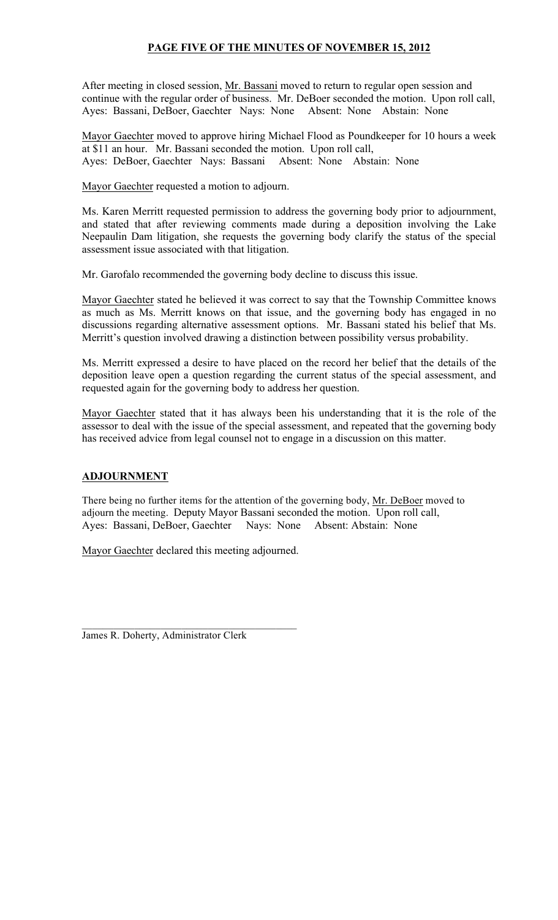After meeting in closed session, Mr. Bassani moved to return to regular open session and continue with the regular order of business. Mr. DeBoer seconded the motion. Upon roll call, Ayes: Bassani, DeBoer, Gaechter Nays: None Absent: None Abstain: None

Mayor Gaechter moved to approve hiring Michael Flood as Poundkeeper for 10 hours a week at $11 an hour. Mr. Bassani seconded the motion. Upon roll call,
Ayes: DeBoer, Gaechter Nays: Bassani Absent: None Abstain: None

Mayor Gaechter requested a motion to adjourn.

Ms. Karen Merritt requested permission to address the governing body prior to adjournment, and stated that after reviewing comments made during a deposition involving the Lake Neepaulin Dam litigation, she requests the governing body clarify the status of the special assessment issue associated with that litigation.

Mr. Garofalo recommended the governing body decline to discuss this issue.

Mayor Gaechter stated he believed it was correct to say that the Township Committee knows as much as Ms. Merritt knows on that issue, and the governing body has engaged in no discussions regarding alternative assessment options. Mr. Bassani stated his belief that Ms. Merritt's question involved drawing a distinction between possibility versus probability.

Ms. Merritt expressed a desire to have placed on the record her belief that the details of the deposition leave open a question regarding the current status of the special assessment, and requested again for the governing body to address her question.

Mayor Gaechter stated that it has always been his understanding that it is the role of the assessor to deal with the issue of the special assessment, and repeated that the governing body has received advice from legal counsel not to engage in a discussion on this matter.

## ADJOURNMENT

There being no further items for the attention of the governing body, Mr. DeBoer moved to adjourn the meeting. Deputy Mayor Bassani seconded the motion. Upon roll call,
Ayes: Bassani, DeBoer, Gaechter Nays: None Absent: Abstain: None

Mayor Gaechter declared this meeting adjourned.

\_\_\_\_\_\_\_\_\_\_\_\_\_\_\_\_\_\_\_\_\_\_\_\_\_\_\_\_\_\_\_\_\_\_\_\_\_\_\_\_
James R. Doherty, Administrator Clerk